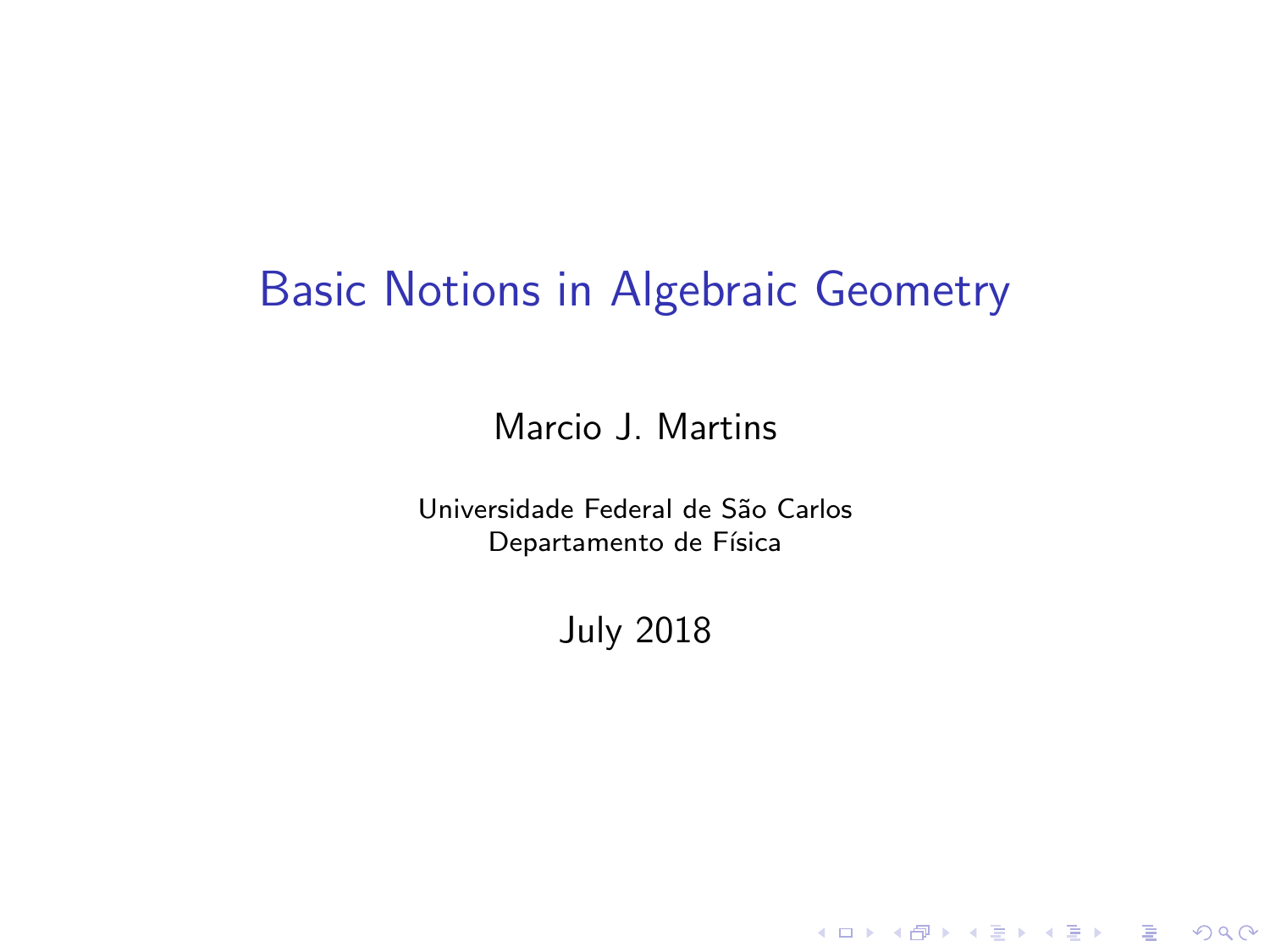# Basic Notions in Algebraic Geometry

Marcio J. Martins

Universidade Federal de São Carlos
Departamento de Física

July 2018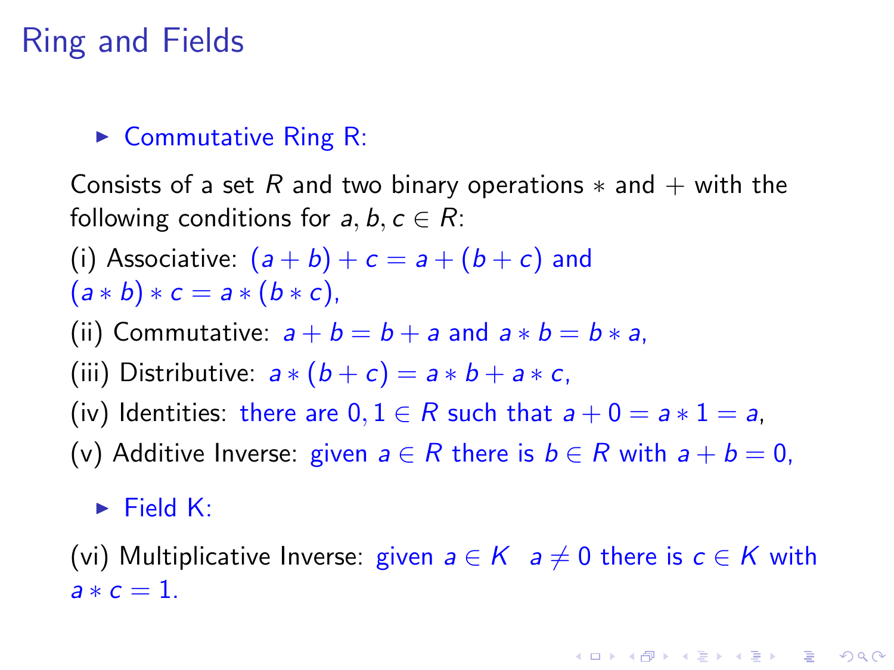# Ring and Fields

- Commutative Ring R:

Consists of a set $R$ and two binary operations $*$ and $+$ with the following conditions for $a, b, c \in R$:

(i) Associative: $(a + b) + c = a + (b + c)$ and $(a * b) * c = a * (b * c)$,

(ii) Commutative: $a + b = b + a$ and $a * b = b * a$,

(iii) Distributive: $a * (b + c) = a * b + a * c$,

(iv) Identities: there are $0, 1 \in R$ such that $a + 0 = a * 1 = a$,

(v) Additive Inverse: given $a \in R$ there is $b \in R$ with $a + b = 0$,

- Field K:

(vi) Multiplicative Inverse: given $a \in K \quad a \neq 0$ there is $c \in K$ with $a * c = 1$.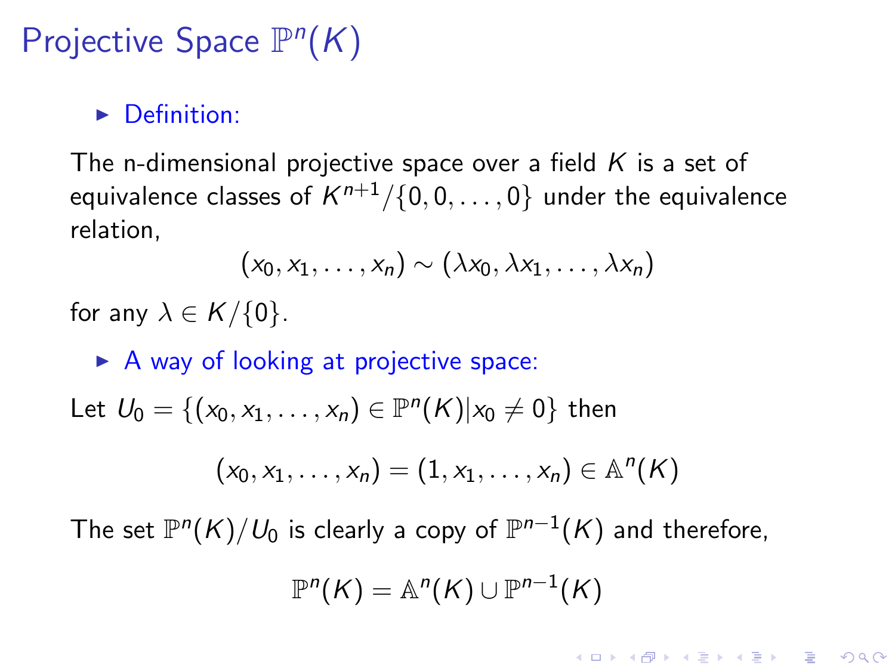# Projective Space $\mathbb{P}^n(K)$

- Definition:

The n-dimensional projective space over a field $K$ is a set of equivalence classes of $K^{n+1}/\{0, 0, \ldots, 0\}$ under the equivalence relation,

$$(x_0, x_1, \ldots, x_n) \sim (\lambda x_0, \lambda x_1, \ldots, \lambda x_n)$$

for any $\lambda \in K/\{0\}$.

- A way of looking at projective space:

Let $U_0 = \{(x_0, x_1, \ldots, x_n) \in \mathbb{P}^n(K) | x_0 \neq 0\}$ then

$$(x_0, x_1, \ldots, x_n) = (1, x_1, \ldots, x_n) \in \mathbb{A}^n(K)$$

The set $\mathbb{P}^n(K)/U_0$ is clearly a copy of $\mathbb{P}^{n-1}(K)$ and therefore,

$$\mathbb{P}^n(K) = \mathbb{A}^n(K) \cup \mathbb{P}^{n-1}(K)$$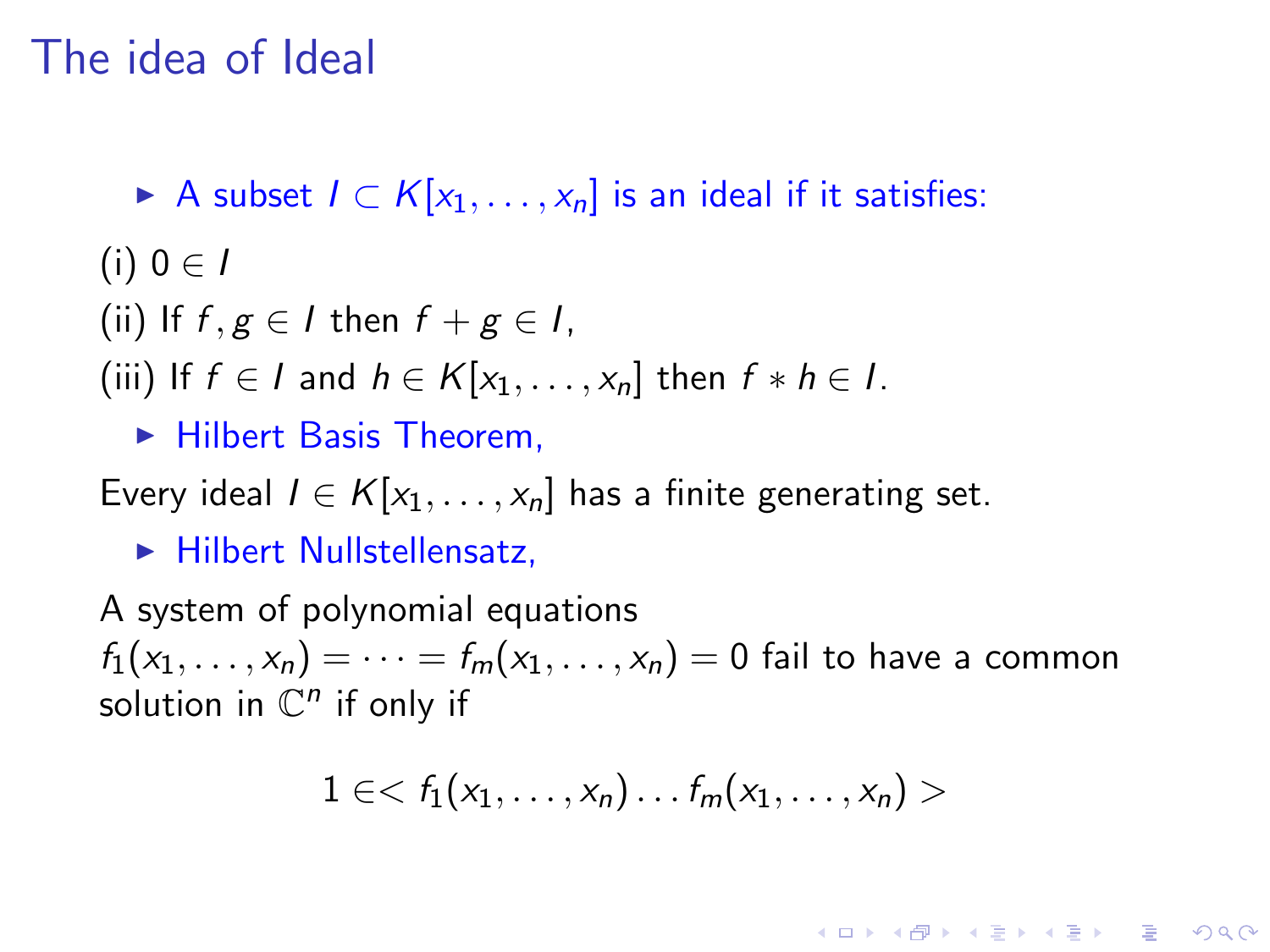# The idea of Ideal

- A subset $I \subset K[x_1, \ldots, x_n]$ is an ideal if it satisfies:

(i) $0 \in I$

(ii) If $f, g \in I$ then $f + g \in I$,

(iii) If $f \in I$ and $h \in K[x_1, \ldots, x_n]$ then $f * h \in I$.

- Hilbert Basis Theorem,

Every ideal $I \in K[x_1, \ldots, x_n]$ has a finite generating set.

- Hilbert Nullstellensatz,

A system of polynomial equations $f_1(x_1, \ldots, x_n) = \cdots = f_m(x_1, \ldots, x_n) = 0$ fail to have a common solution in $\mathbb{C}^n$ if only if

$$1 \in < f_1(x_1, \ldots, x_n) \ldots f_m(x_1, \ldots, x_n) >$$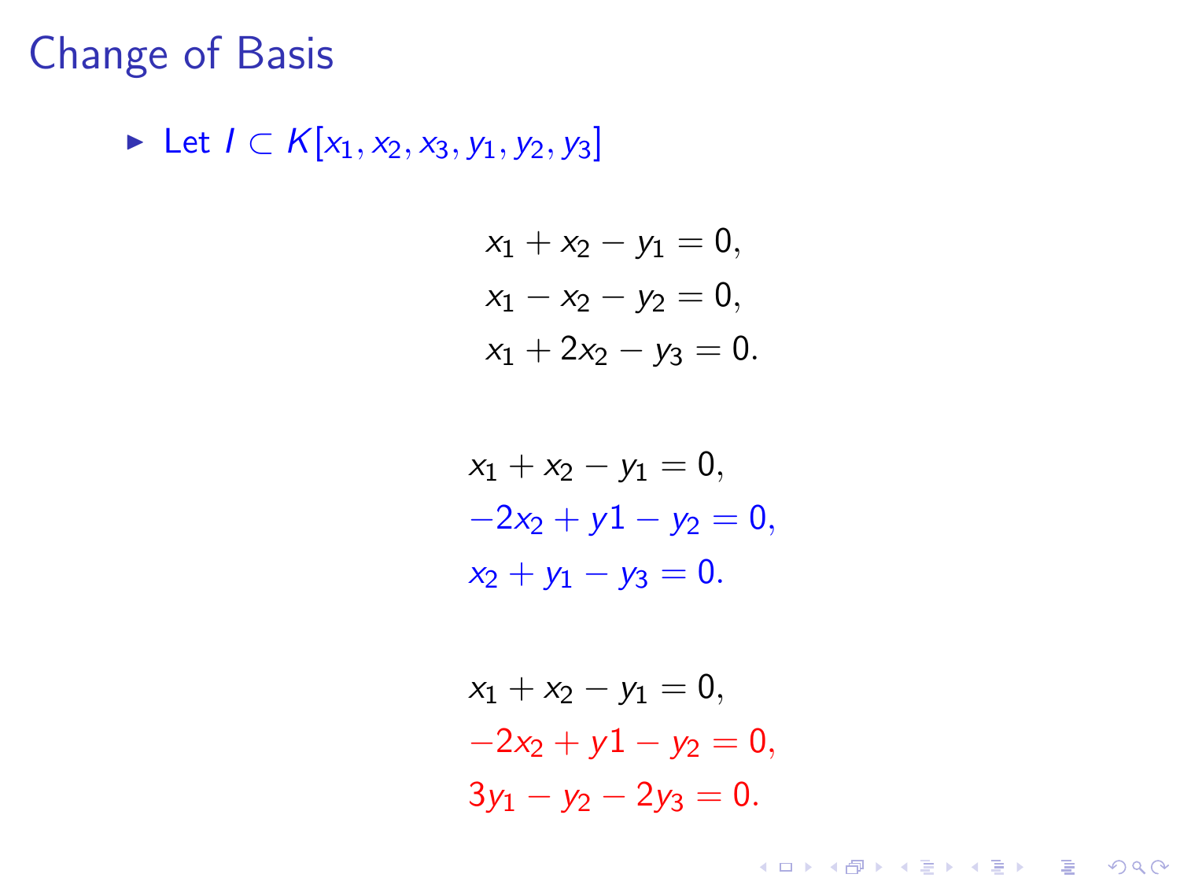# Change of Basis

- Let $I \subset K[x_1, x_2, x_3, y_1, y_2, y_3]$

$$
\begin{aligned}
x_1 + x_2 - y_1 &= 0, \\
x_1 - x_2 - y_2 &= 0, \\
x_1 + 2x_2 - y_3 &= 0.
\end{aligned}
$$

$$
\begin{aligned}
&x_1 + x_2 - y_1 = 0, \\
&-2x_2 + y1 - y_2 = 0, \\
&x_2 + y_1 - y_3 = 0.
\end{aligned}
$$

$$
\begin{aligned}
&x_1 + x_2 - y_1 = 0, \\
&-2x_2 + y1 - y_2 = 0, \\
&3y_1 - y_2 - 2y_3 = 0.
\end{aligned}
$$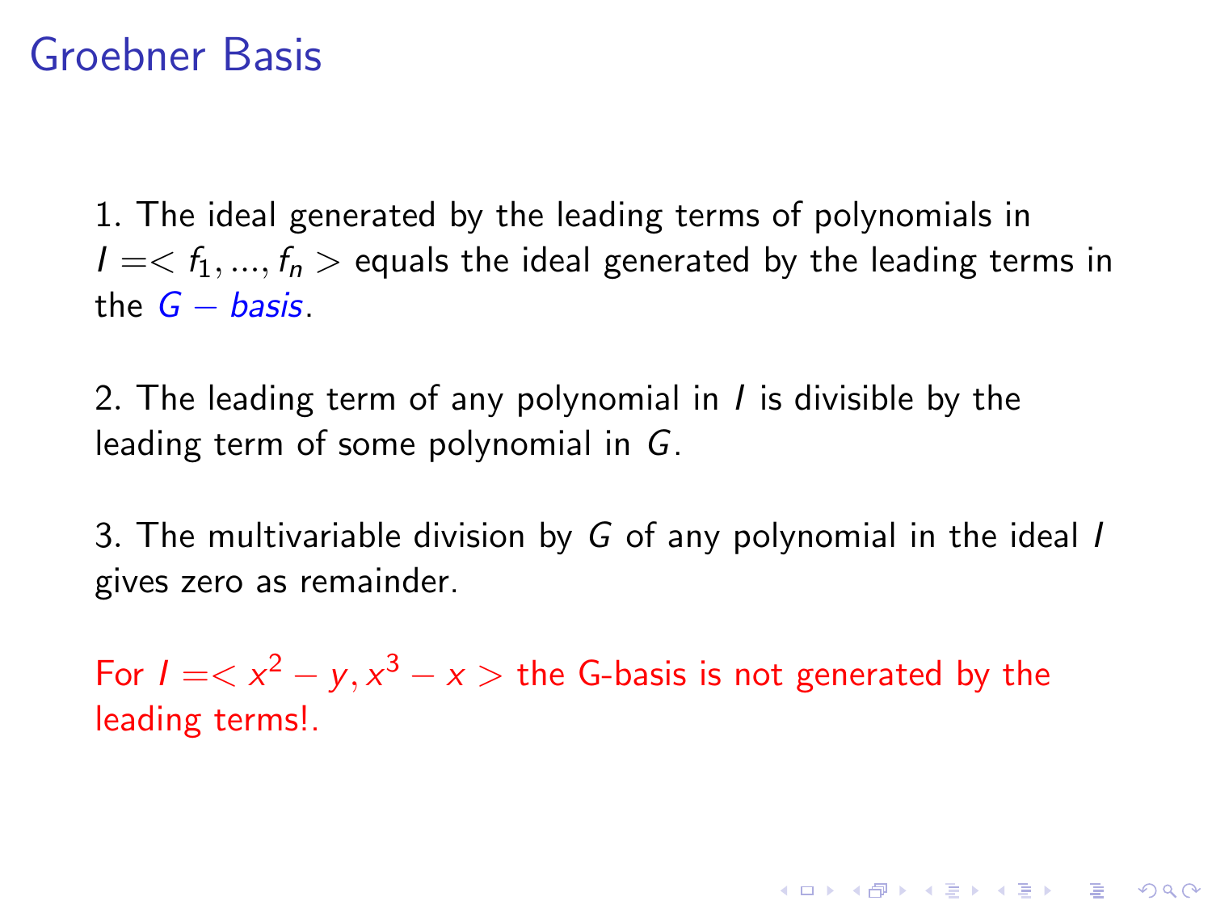# Groebner Basis

1. The ideal generated by the leading terms of polynomials in $I = < f_1, ..., f_n >$ equals the ideal generated by the leading terms in the $G - basis$.

2. The leading term of any polynomial in $I$ is divisible by the leading term of some polynomial in $G$.

3. The multivariable division by $G$ of any polynomial in the ideal $I$ gives zero as remainder.

For $I = < x^2 - y, x^3 - x >$ the G-basis is not generated by the leading terms!.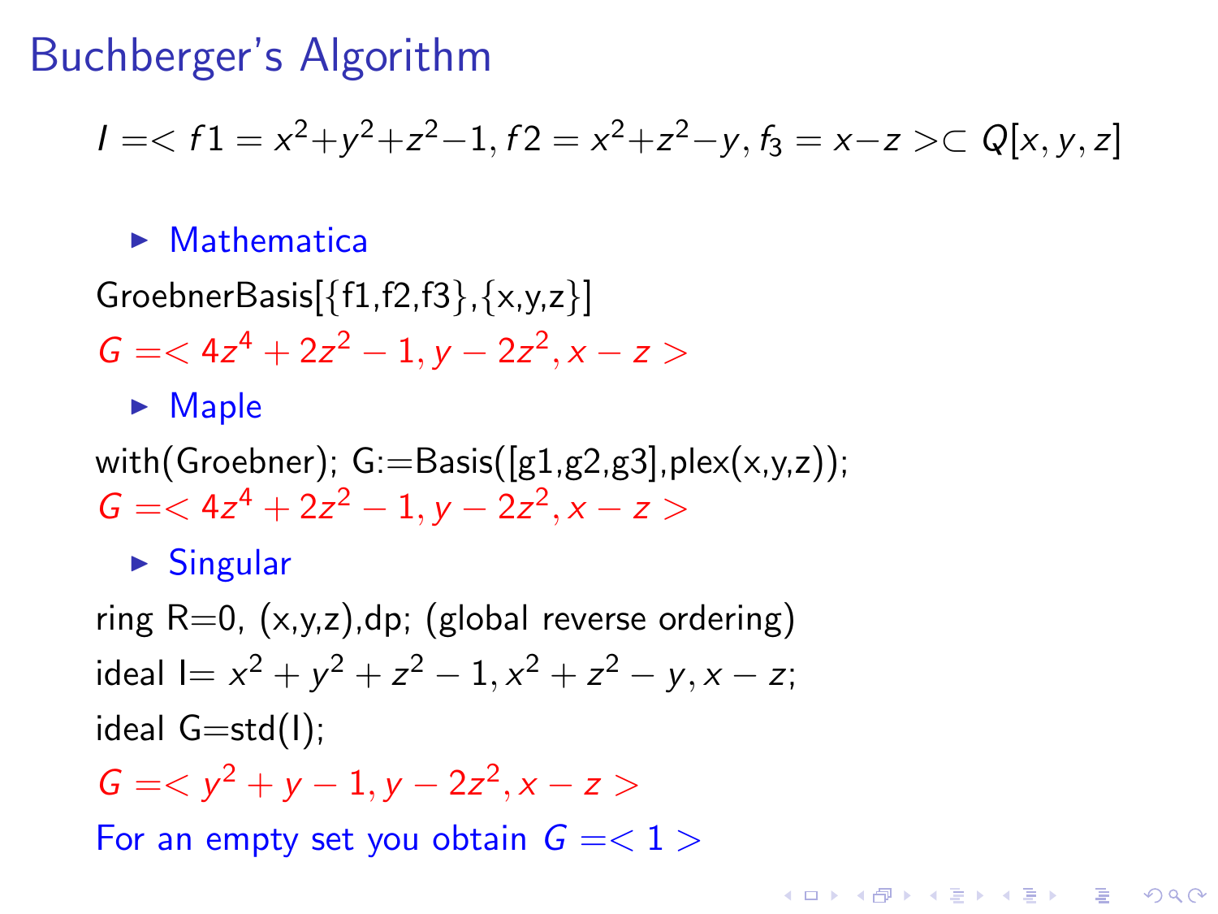# Buchberger's Algorithm

$$I =< f1 = x^2+y^2+z^2-1, f2 = x^2+z^2-y, f_3 = x-z > \subset Q[x,y,z]$$

- Mathematica

GroebnerBasis[{f1,f2,f3},{x,y,z}]

$G =< 4z^4 + 2z^2 - 1, y - 2z^2, x - z >$

- Maple

with(Groebner); G:=Basis([g1,g2,g3],plex(x,y,z));

$G =< 4z^4 + 2z^2 - 1, y - 2z^2, x - z >$

- Singular

ring R=0, (x,y,z),dp; (global reverse ordering)

ideal I= $x^2 + y^2 + z^2 - 1, x^2 + z^2 - y, x - z$;

ideal G=std(I);

$G =< y^2 + y - 1, y - 2z^2, x - z >$

For an empty set you obtain $G =< 1 >$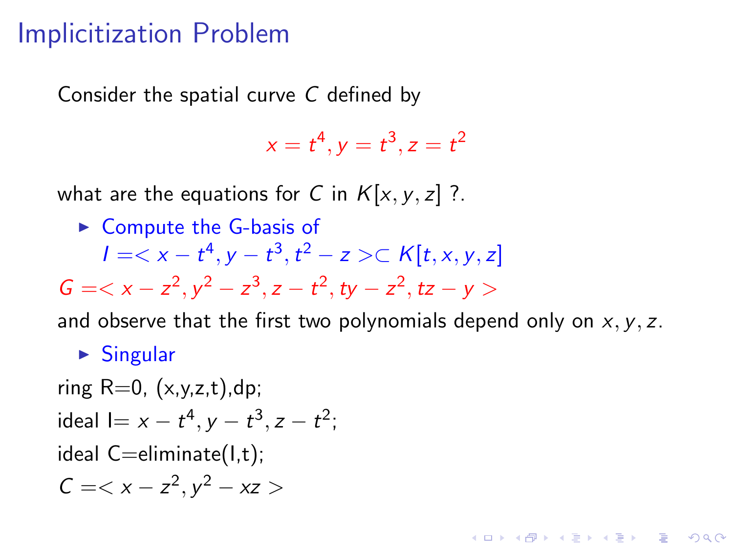# Implicitization Problem

Consider the spatial curve $C$ defined by

$$x = t^4, y = t^3, z = t^2$$

what are the equations for $C$ in $K[x, y, z]$ ?.

- Compute the G-basis of $I =< x - t^4, y - t^3, t^2 - z > \subset K[t, x, y, z]$

$G =< x - z^2, y^2 - z^3, z - t^2, ty - z^2, tz - y >$

and observe that the first two polynomials depend only on $x, y, z$.

- Singular

```
ring R=0, (x,y,z,t),dp;
ideal I= x - t^4, y - t^3, z - t^2;
ideal C=eliminate(I,t);
```

$C =< x - z^2, y^2 - xz >$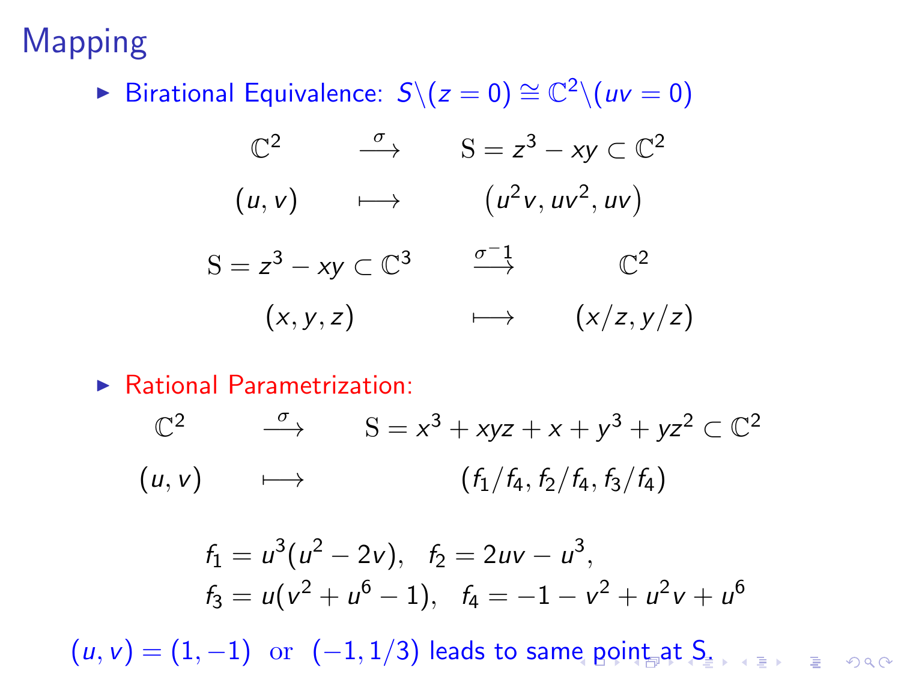# Mapping

- Birational Equivalence: $S\backslash(z=0) \cong \mathbb{C}^2\backslash(uv=0)$

$$
\begin{array}{ccc}
\mathbb{C}^2 & \stackrel{\sigma}{\longrightarrow} & \mathrm{S} = z^3 - xy \subset \mathbb{C}^2 \\
(u,v) & \longmapsto & (u^2 v, uv^2, uv)
\end{array}
$$

$$
\begin{array}{ccc}
\mathrm{S} = z^3 - xy \subset \mathbb{C}^3 & \stackrel{\sigma^{-1}}{\longrightarrow} & \mathbb{C}^2 \\
(x,y,z) & \longmapsto & (x/z, y/z)
\end{array}
$$

- Rational Parametrization:

$$
\begin{array}{ccc}
\mathbb{C}^2 & \stackrel{\sigma}{\longrightarrow} & \mathrm{S} = x^3 + xyz + x + y^3 + yz^2 \subset \mathbb{C}^2 \\
(u,v) & \longmapsto & (f_1/f_4, f_2/f_4, f_3/f_4)
\end{array}
$$

$$
\begin{aligned}
&f_1 = u^3(u^2 - 2v), \quad f_2 = 2uv - u^3, \\
&f_3 = u(v^2 + u^6 - 1), \quad f_4 = -1 - v^2 + u^2 v + u^6
\end{aligned}
$$

$(u,v) = (1,-1)$ or $(-1, 1/3)$ leads to same point at S.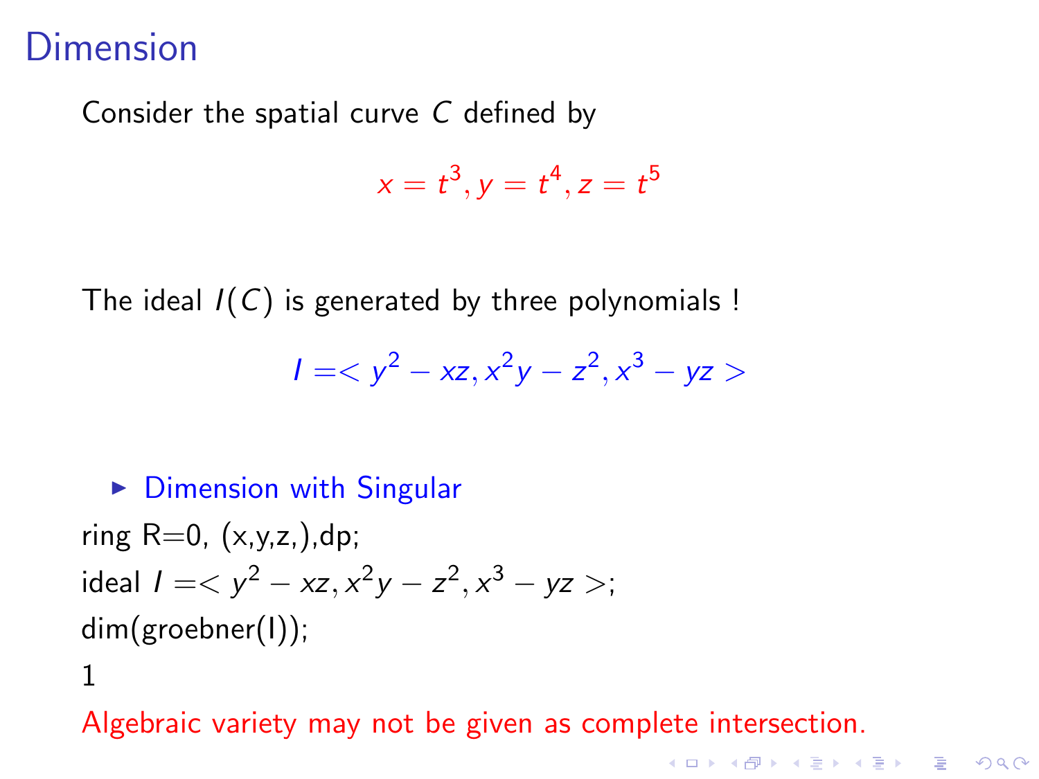# Dimension

Consider the spatial curve $C$ defined by

$$x = t^3, y = t^4, z = t^5$$

The ideal $I(C)$ is generated by three polynomials !

$$I =< y^2 - xz, x^2y - z^2, x^3 - yz >$$

- Dimension with Singular

ring R=0, (x,y,z,),dp;

ideal $I =< y^2 - xz, x^2y - z^2, x^3 - yz >$;

dim(groebner(I));

1

Algebraic variety may not be given as complete intersection.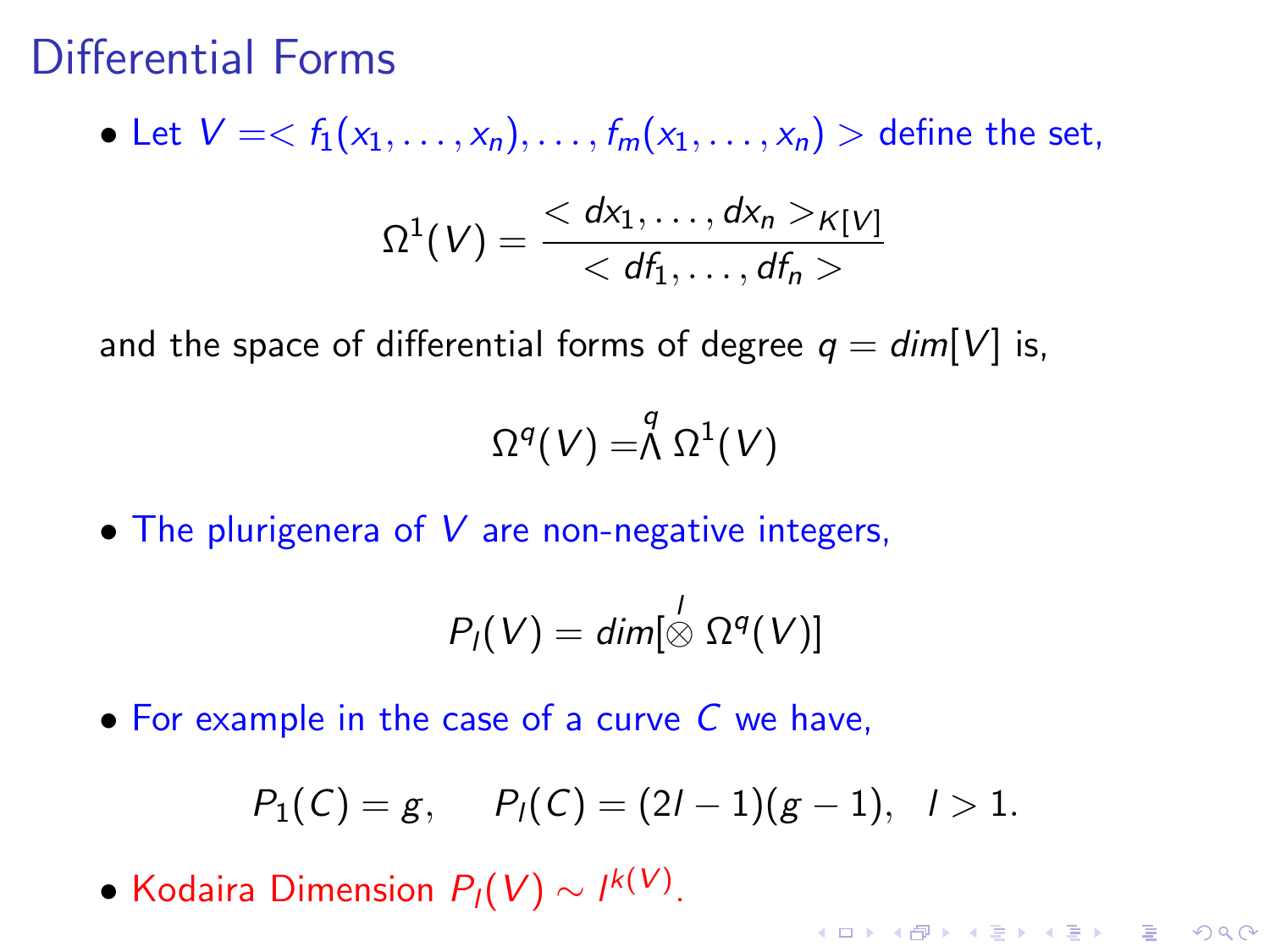# Differential Forms

- Let $V =< f_1(x_1, \ldots, x_n), \ldots, f_m(x_1, \ldots, x_n) >$ define the set,

$$\Omega^1(V) = \frac{< dx_1, \ldots, dx_n >_{K[V]}}{< df_1, \ldots, df_n >}$$

and the space of differential forms of degree $q = dim[V]$ is,

$$\Omega^q(V) = \bigwedge^q \Omega^1(V)$$

- The plurigenera of $V$ are non-negative integers,

$$P_l(V) = dim[\bigotimes^l \Omega^q(V)]$$

- For example in the case of a curve $C$ we have,

$$P_1(C) = g, \quad P_l(C) = (2l - 1)(g - 1), \quad l > 1.$$

- Kodaira Dimension $P_l(V) \sim l^{k(V)}$.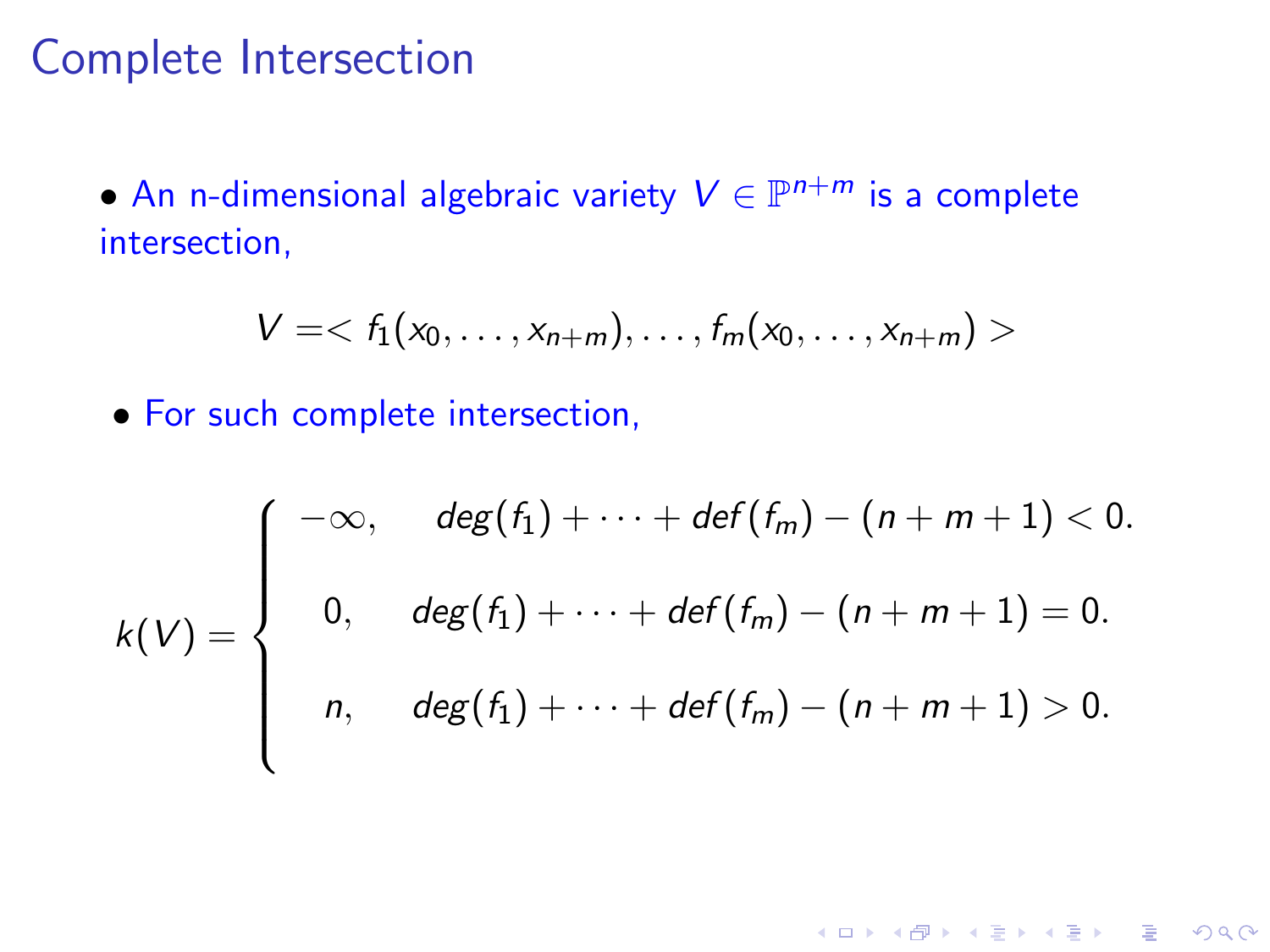# Complete Intersection

- An n-dimensional algebraic variety $V \in \mathbb{P}^{n+m}$ is a complete intersection,

$$V =< f_1(x_0, \ldots, x_{n+m}), \ldots, f_m(x_0, \ldots, x_{n+m}) >$$

- For such complete intersection,

$$k(V) = \begin{cases} -\infty, & deg(f_1) + \cdots + def(f_m) - (n+m+1) < 0. \\ 0, & deg(f_1) + \cdots + def(f_m) - (n+m+1) = 0. \\ n, & deg(f_1) + \cdots + def(f_m) - (n+m+1) > 0. \end{cases}$$